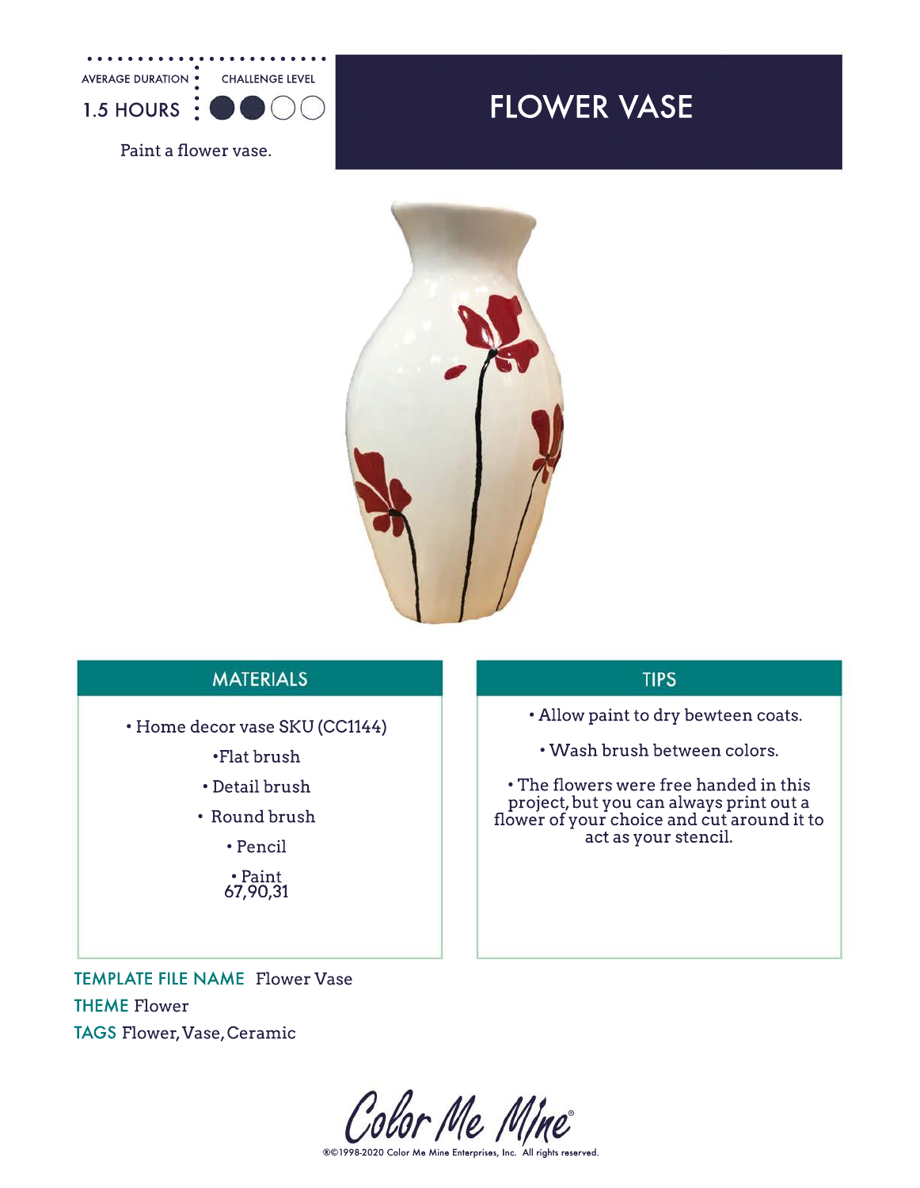AVERAGE DURATION: 1.5 HOURS

CHALLENGE LEVEL: ●●○○

Paint a flower vase.

# FLOWER VASE

## MATERIALS

- Home decor vase SKU (CC1144)
- Flat brush
- Detail brush
- Round brush
- Pencil
- Paint
  67,90,31

## TIPS

- Allow paint to dry bewteen coats.
- Wash brush between colors.
- The flowers were free handed in this project, but you can always print out a flower of your choice and cut around it to act as your stencil.

**TEMPLATE FILE NAME** Flower Vase

**THEME** Flower

**TAGS** Flower, Vase, Ceramic

Color Me Mine

®©1998-2020 Color Me Mine Enterprises, Inc. All rights reserved.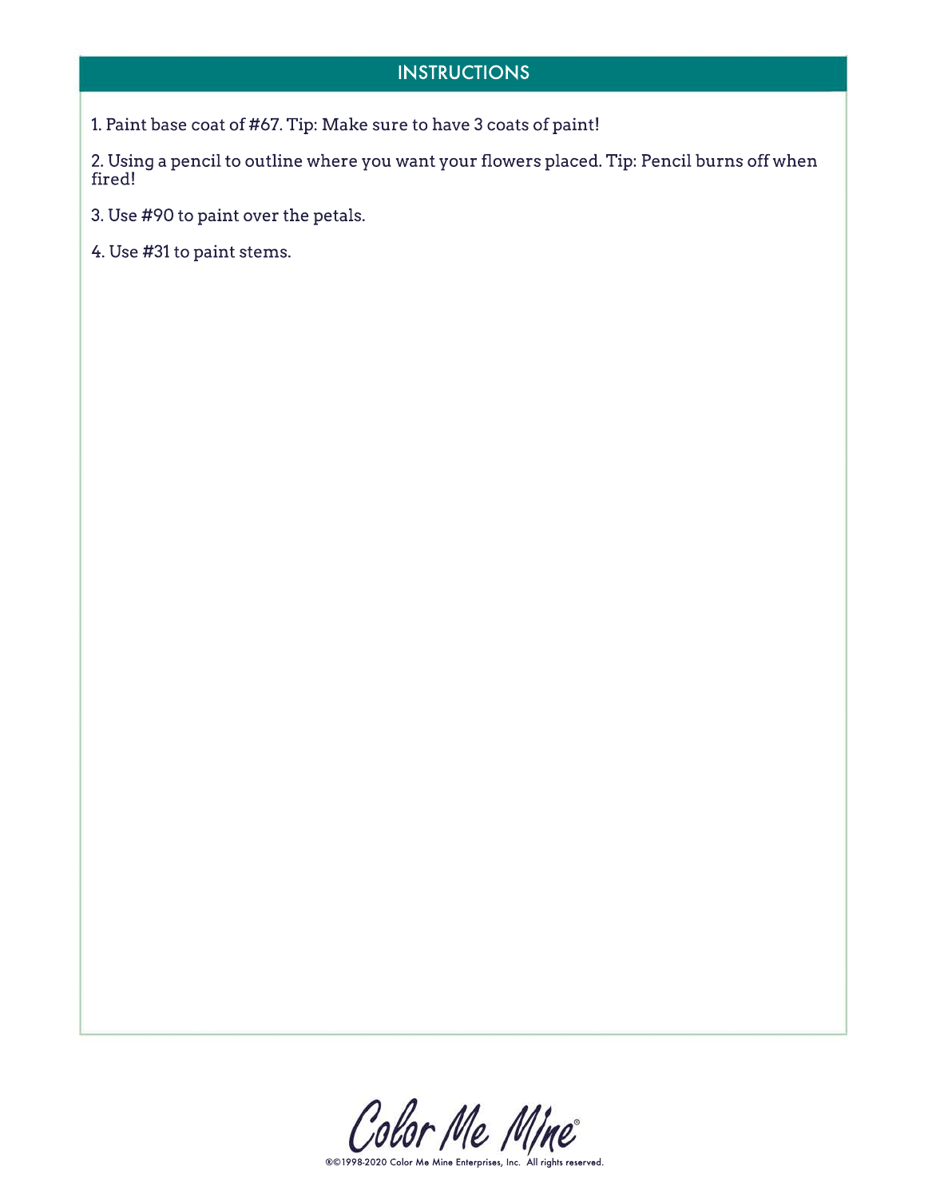## INSTRUCTIONS

1. Paint base coat of #67. Tip: Make sure to have 3 coats of paint!

2. Using a pencil to outline where you want your flowers placed. Tip: Pencil burns off when fired!

3. Use #90 to paint over the petals.

4. Use #31 to paint stems.

Color Me Mine®

®©1998-2020 Color Me Mine Enterprises, Inc. All rights reserved.